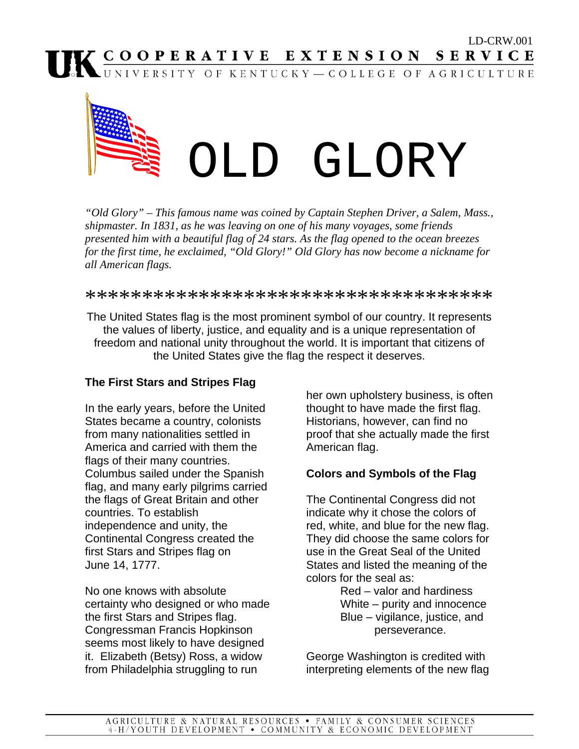LD-CRW.001

# OLD GLORY

*"Old Glory" – This famous name was coined by Captain Stephen Driver, a Salem, Mass., shipmaster. In 1831, as he was leaving on one of his many voyages, some friends presented him with a beautiful flag of 24 stars. As the flag opened to the ocean breezes for the first time, he exclaimed, "Old Glory!" Old Glory has now become a nickname for all American flags.*

***********************************

The United States flag is the most prominent symbol of our country. It represents the values of liberty, justice, and equality and is a unique representation of freedom and national unity throughout the world. It is important that citizens of the United States give the flag the respect it deserves.

### The First Stars and Stripes Flag

In the early years, before the United States became a country, colonists from many nationalities settled in America and carried with them the flags of their many countries. Columbus sailed under the Spanish flag, and many early pilgrims carried the flags of Great Britain and other countries. To establish independence and unity, the Continental Congress created the first Stars and Stripes flag on June 14, 1777.

No one knows with absolute certainty who designed or who made the first Stars and Stripes flag. Congressman Francis Hopkinson seems most likely to have designed it. Elizabeth (Betsy) Ross, a widow from Philadelphia struggling to run her own upholstery business, is often thought to have made the first flag. Historians, however, can find no proof that she actually made the first American flag.

### Colors and Symbols of the Flag

The Continental Congress did not indicate why it chose the colors of red, white, and blue for the new flag. They did choose the same colors for use in the Great Seal of the United States and listed the meaning of the colors for the seal as:

Red – valor and hardiness
White – purity and innocence
Blue – vigilance, justice, and perseverance.

George Washington is credited with interpreting elements of the new flag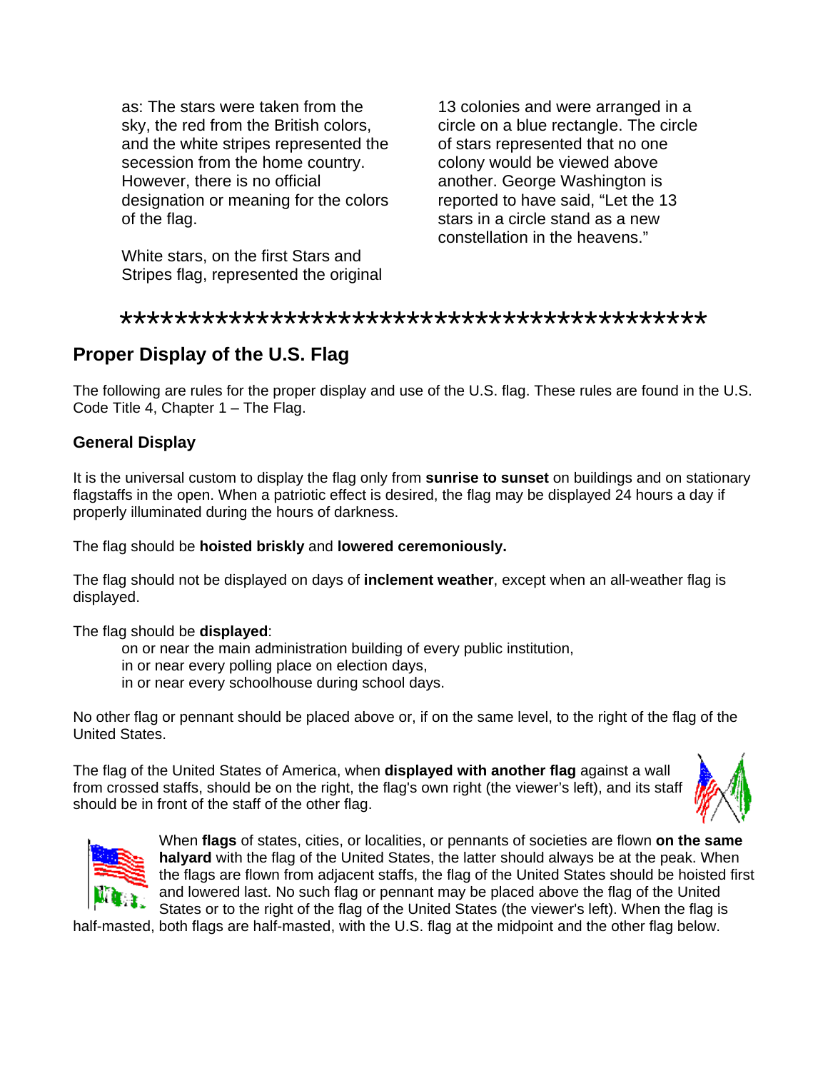as: The stars were taken from the sky, the red from the British colors, and the white stripes represented the secession from the home country. However, there is no official designation or meaning for the colors of the flag.

White stars, on the first Stars and Stripes flag, represented the original 13 colonies and were arranged in a circle on a blue rectangle. The circle of stars represented that no one colony would be viewed above another. George Washington is reported to have said, "Let the 13 stars in a circle stand as a new constellation in the heavens."

*******************************************

## Proper Display of the U.S. Flag

The following are rules for the proper display and use of the U.S. flag. These rules are found in the U.S. Code Title 4, Chapter 1 – The Flag.

### General Display

It is the universal custom to display the flag only from **sunrise to sunset** on buildings and on stationary flagstaffs in the open. When a patriotic effect is desired, the flag may be displayed 24 hours a day if properly illuminated during the hours of darkness.

The flag should be **hoisted briskly** and **lowered ceremoniously.**

The flag should not be displayed on days of **inclement weather**, except when an all-weather flag is displayed.

The flag should be **displayed**:

on or near the main administration building of every public institution,
in or near every polling place on election days,
in or near every schoolhouse during school days.

No other flag or pennant should be placed above or, if on the same level, to the right of the flag of the United States.

The flag of the United States of America, when **displayed with another flag** against a wall from crossed staffs, should be on the right, the flag's own right (the viewer's left), and its staff should be in front of the staff of the other flag.

When **flags** of states, cities, or localities, or pennants of societies are flown **on the same halyard** with the flag of the United States, the latter should always be at the peak. When the flags are flown from adjacent staffs, the flag of the United States should be hoisted first and lowered last. No such flag or pennant may be placed above the flag of the United States or to the right of the flag of the United States (the viewer's left). When the flag is half-masted, both flags are half-masted, with the U.S. flag at the midpoint and the other flag below.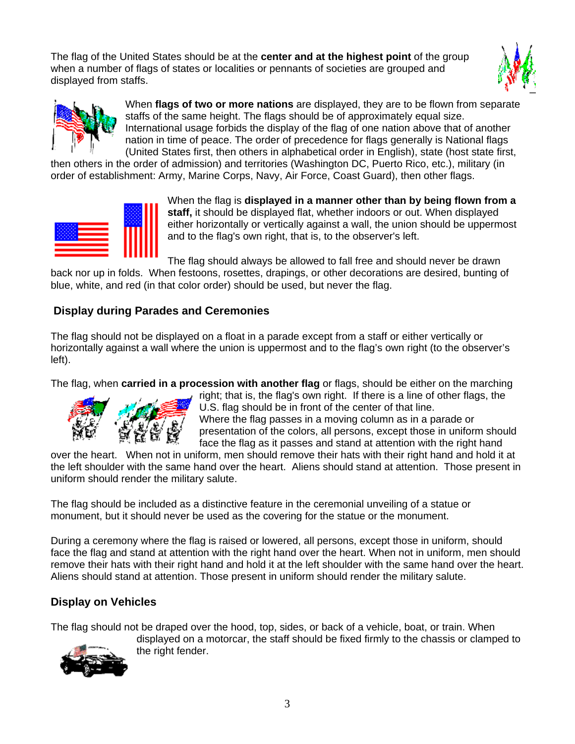The flag of the United States should be at the **center and at the highest point** of the group when a number of flags of states or localities or pennants of societies are grouped and displayed from staffs.

When **flags of two or more nations** are displayed, they are to be flown from separate staffs of the same height. The flags should be of approximately equal size. International usage forbids the display of the flag of one nation above that of another nation in time of peace. The order of precedence for flags generally is National flags (United States first, then others in alphabetical order in English), state (host state first, then others in the order of admission) and territories (Washington DC, Puerto Rico, etc.), military (in order of establishment: Army, Marine Corps, Navy, Air Force, Coast Guard), then other flags.

When the flag is **displayed in a manner other than by being flown from a staff,** it should be displayed flat, whether indoors or out. When displayed either horizontally or vertically against a wall, the union should be uppermost and to the flag's own right, that is, to the observer's left.

The flag should always be allowed to fall free and should never be drawn back nor up in folds. When festoons, rosettes, drapings, or other decorations are desired, bunting of blue, white, and red (in that color order) should be used, but never the flag.

## Display during Parades and Ceremonies

The flag should not be displayed on a float in a parade except from a staff or either vertically or horizontally against a wall where the union is uppermost and to the flag's own right (to the observer's left).

The flag, when **carried in a procession with another flag** or flags, should be either on the marching right; that is, the flag's own right. If there is a line of other flags, the U.S. flag should be in front of the center of that line. Where the flag passes in a moving column as in a parade or presentation of the colors, all persons, except those in uniform should face the flag as it passes and stand at attention with the right hand over the heart. When not in uniform, men should remove their hats with their right hand and hold it at the left shoulder with the same hand over the heart. Aliens should stand at attention. Those present in uniform should render the military salute.

The flag should be included as a distinctive feature in the ceremonial unveiling of a statue or monument, but it should never be used as the covering for the statue or the monument.

During a ceremony where the flag is raised or lowered, all persons, except those in uniform, should face the flag and stand at attention with the right hand over the heart. When not in uniform, men should remove their hats with their right hand and hold it at the left shoulder with the same hand over the heart. Aliens should stand at attention. Those present in uniform should render the military salute.

## Display on Vehicles

The flag should not be draped over the hood, top, sides, or back of a vehicle, boat, or train. When displayed on a motorcar, the staff should be fixed firmly to the chassis or clamped to the right fender.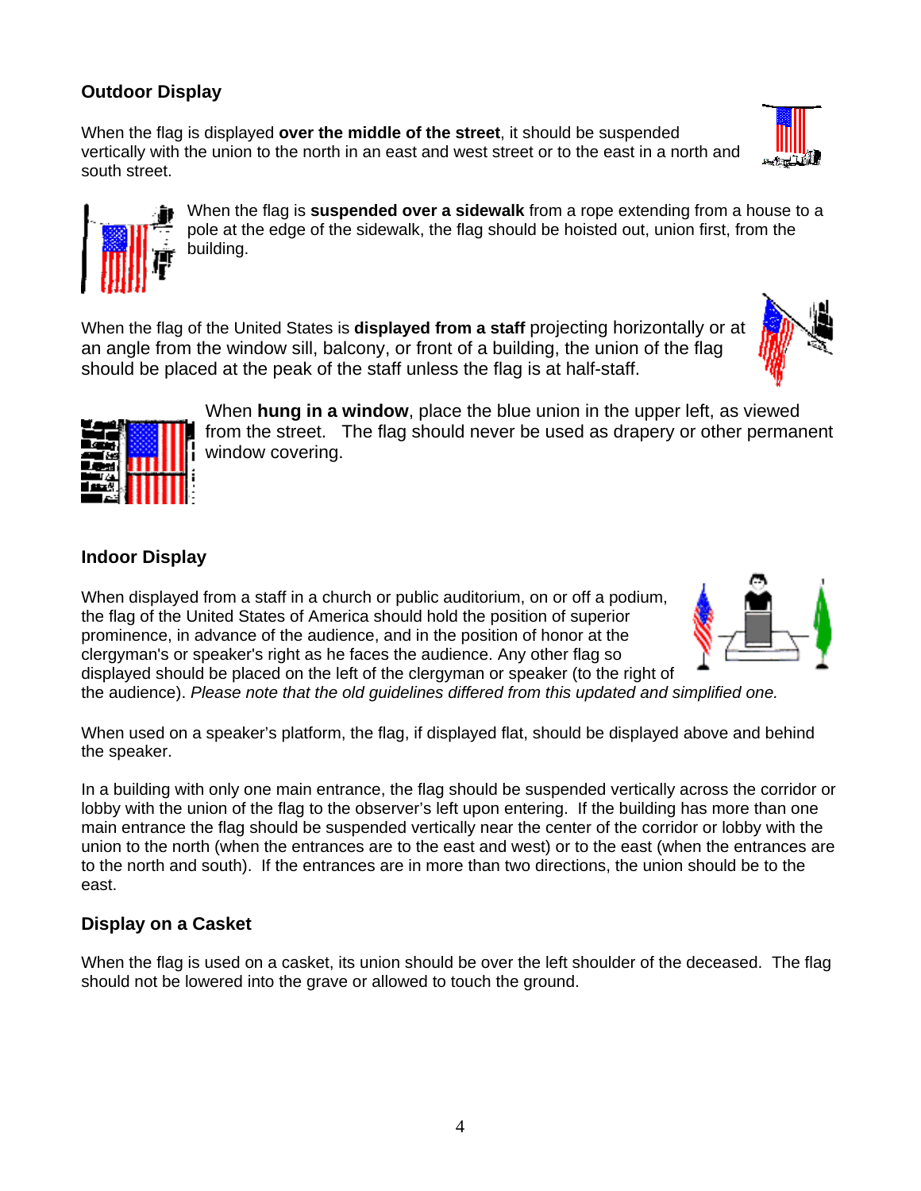## Outdoor Display

When the flag is displayed **over the middle of the street**, it should be suspended vertically with the union to the north in an east and west street or to the east in a north and south street.

When the flag is **suspended over a sidewalk** from a rope extending from a house to a pole at the edge of the sidewalk, the flag should be hoisted out, union first, from the building.

When the flag of the United States is **displayed from a staff** projecting horizontally or at an angle from the window sill, balcony, or front of a building, the union of the flag should be placed at the peak of the staff unless the flag is at half-staff.

When **hung in a window**, place the blue union in the upper left, as viewed from the street. The flag should never be used as drapery or other permanent window covering.

## Indoor Display

When displayed from a staff in a church or public auditorium, on or off a podium, the flag of the United States of America should hold the position of superior prominence, in advance of the audience, and in the position of honor at the clergyman's or speaker's right as he faces the audience. Any other flag so displayed should be placed on the left of the clergyman or speaker (to the right of the audience). *Please note that the old guidelines differed from this updated and simplified one.*

When used on a speaker's platform, the flag, if displayed flat, should be displayed above and behind the speaker.

In a building with only one main entrance, the flag should be suspended vertically across the corridor or lobby with the union of the flag to the observer's left upon entering. If the building has more than one main entrance the flag should be suspended vertically near the center of the corridor or lobby with the union to the north (when the entrances are to the east and west) or to the east (when the entrances are to the north and south). If the entrances are in more than two directions, the union should be to the east.

## Display on a Casket

When the flag is used on a casket, its union should be over the left shoulder of the deceased. The flag should not be lowered into the grave or allowed to touch the ground.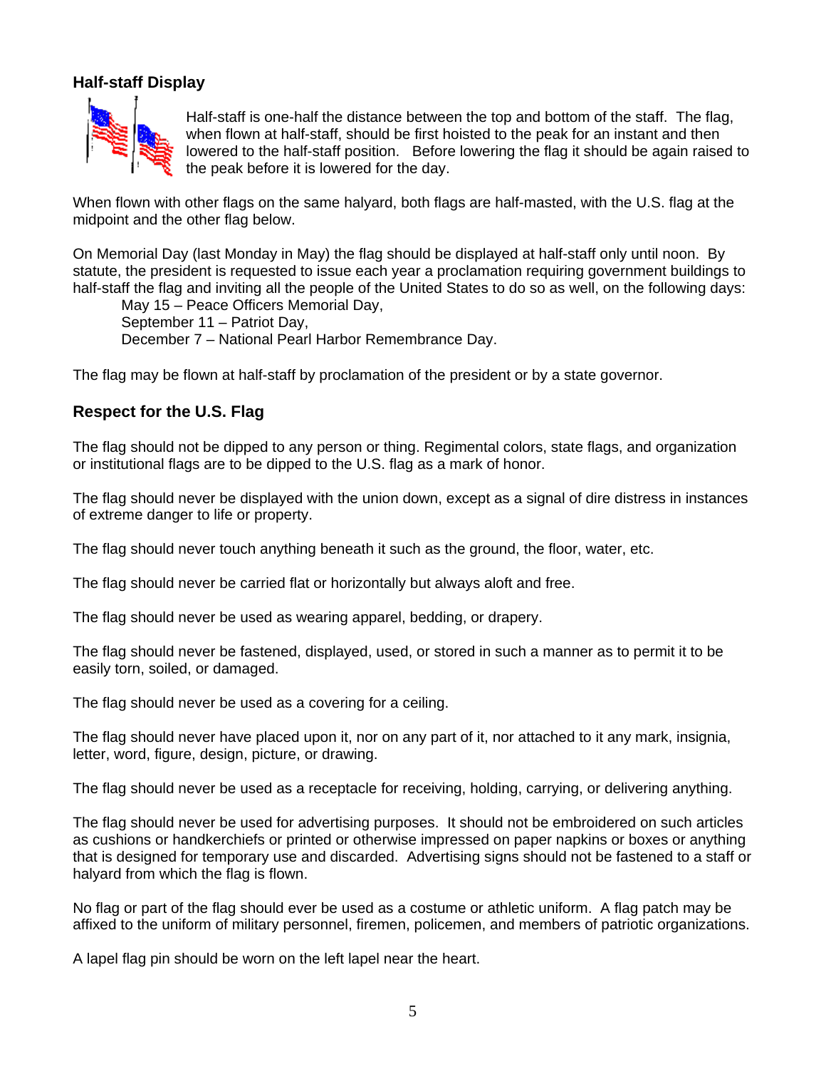### Half-staff Display

Half-staff is one-half the distance between the top and bottom of the staff. The flag, when flown at half-staff, should be first hoisted to the peak for an instant and then lowered to the half-staff position. Before lowering the flag it should be again raised to the peak before it is lowered for the day.

When flown with other flags on the same halyard, both flags are half-masted, with the U.S. flag at the midpoint and the other flag below.

On Memorial Day (last Monday in May) the flag should be displayed at half-staff only until noon. By statute, the president is requested to issue each year a proclamation requiring government buildings to half-staff the flag and inviting all the people of the United States to do so as well, on the following days:

May 15 – Peace Officers Memorial Day,
September 11 – Patriot Day,
December 7 – National Pearl Harbor Remembrance Day.

The flag may be flown at half-staff by proclamation of the president or by a state governor.

### Respect for the U.S. Flag

The flag should not be dipped to any person or thing. Regimental colors, state flags, and organization or institutional flags are to be dipped to the U.S. flag as a mark of honor.

The flag should never be displayed with the union down, except as a signal of dire distress in instances of extreme danger to life or property.

The flag should never touch anything beneath it such as the ground, the floor, water, etc.

The flag should never be carried flat or horizontally but always aloft and free.

The flag should never be used as wearing apparel, bedding, or drapery.

The flag should never be fastened, displayed, used, or stored in such a manner as to permit it to be easily torn, soiled, or damaged.

The flag should never be used as a covering for a ceiling.

The flag should never have placed upon it, nor on any part of it, nor attached to it any mark, insignia, letter, word, figure, design, picture, or drawing.

The flag should never be used as a receptacle for receiving, holding, carrying, or delivering anything.

The flag should never be used for advertising purposes. It should not be embroidered on such articles as cushions or handkerchiefs or printed or otherwise impressed on paper napkins or boxes or anything that is designed for temporary use and discarded. Advertising signs should not be fastened to a staff or halyard from which the flag is flown.

No flag or part of the flag should ever be used as a costume or athletic uniform. A flag patch may be affixed to the uniform of military personnel, firemen, policemen, and members of patriotic organizations.

A lapel flag pin should be worn on the left lapel near the heart.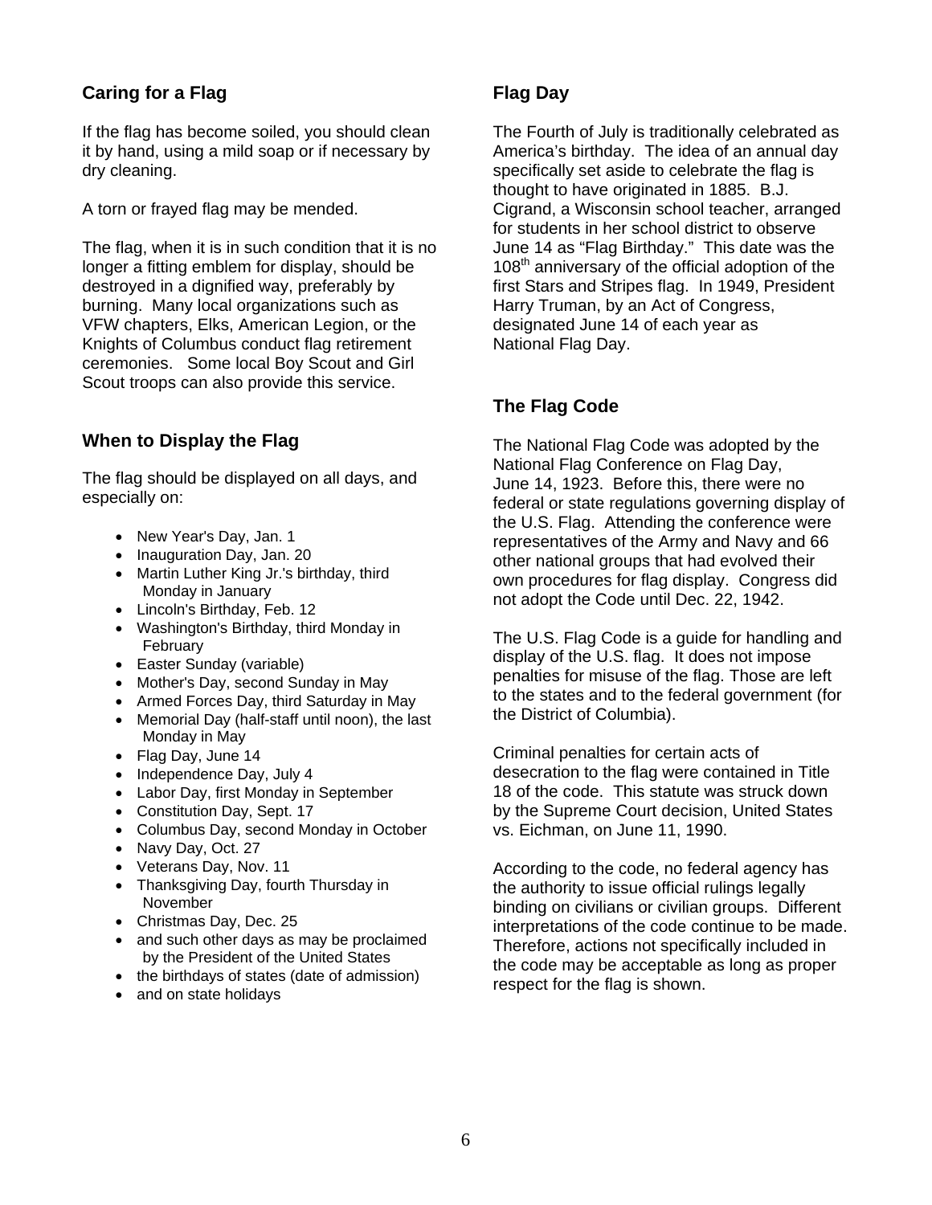## Caring for a Flag

If the flag has become soiled, you should clean it by hand, using a mild soap or if necessary by dry cleaning.

A torn or frayed flag may be mended.

The flag, when it is in such condition that it is no longer a fitting emblem for display, should be destroyed in a dignified way, preferably by burning. Many local organizations such as VFW chapters, Elks, American Legion, or the Knights of Columbus conduct flag retirement ceremonies. Some local Boy Scout and Girl Scout troops can also provide this service.

## When to Display the Flag

The flag should be displayed on all days, and especially on:

- New Year's Day, Jan. 1
- Inauguration Day, Jan. 20
- Martin Luther King Jr.'s birthday, third Monday in January
- Lincoln's Birthday, Feb. 12
- Washington's Birthday, third Monday in February
- Easter Sunday (variable)
- Mother's Day, second Sunday in May
- Armed Forces Day, third Saturday in May
- Memorial Day (half-staff until noon), the last Monday in May
- Flag Day, June 14
- Independence Day, July 4
- Labor Day, first Monday in September
- Constitution Day, Sept. 17
- Columbus Day, second Monday in October
- Navy Day, Oct. 27
- Veterans Day, Nov. 11
- Thanksgiving Day, fourth Thursday in November
- Christmas Day, Dec. 25
- and such other days as may be proclaimed by the President of the United States
- the birthdays of states (date of admission)
- and on state holidays

## Flag Day

The Fourth of July is traditionally celebrated as America's birthday. The idea of an annual day specifically set aside to celebrate the flag is thought to have originated in 1885. B.J. Cigrand, a Wisconsin school teacher, arranged for students in her school district to observe June 14 as "Flag Birthday." This date was the 108th anniversary of the official adoption of the first Stars and Stripes flag. In 1949, President Harry Truman, by an Act of Congress, designated June 14 of each year as National Flag Day.

## The Flag Code

The National Flag Code was adopted by the National Flag Conference on Flag Day, June 14, 1923. Before this, there were no federal or state regulations governing display of the U.S. Flag. Attending the conference were representatives of the Army and Navy and 66 other national groups that had evolved their own procedures for flag display. Congress did not adopt the Code until Dec. 22, 1942.

The U.S. Flag Code is a guide for handling and display of the U.S. flag. It does not impose penalties for misuse of the flag. Those are left to the states and to the federal government (for the District of Columbia).

Criminal penalties for certain acts of desecration to the flag were contained in Title 18 of the code. This statute was struck down by the Supreme Court decision, United States vs. Eichman, on June 11, 1990.

According to the code, no federal agency has the authority to issue official rulings legally binding on civilians or civilian groups. Different interpretations of the code continue to be made. Therefore, actions not specifically included in the code may be acceptable as long as proper respect for the flag is shown.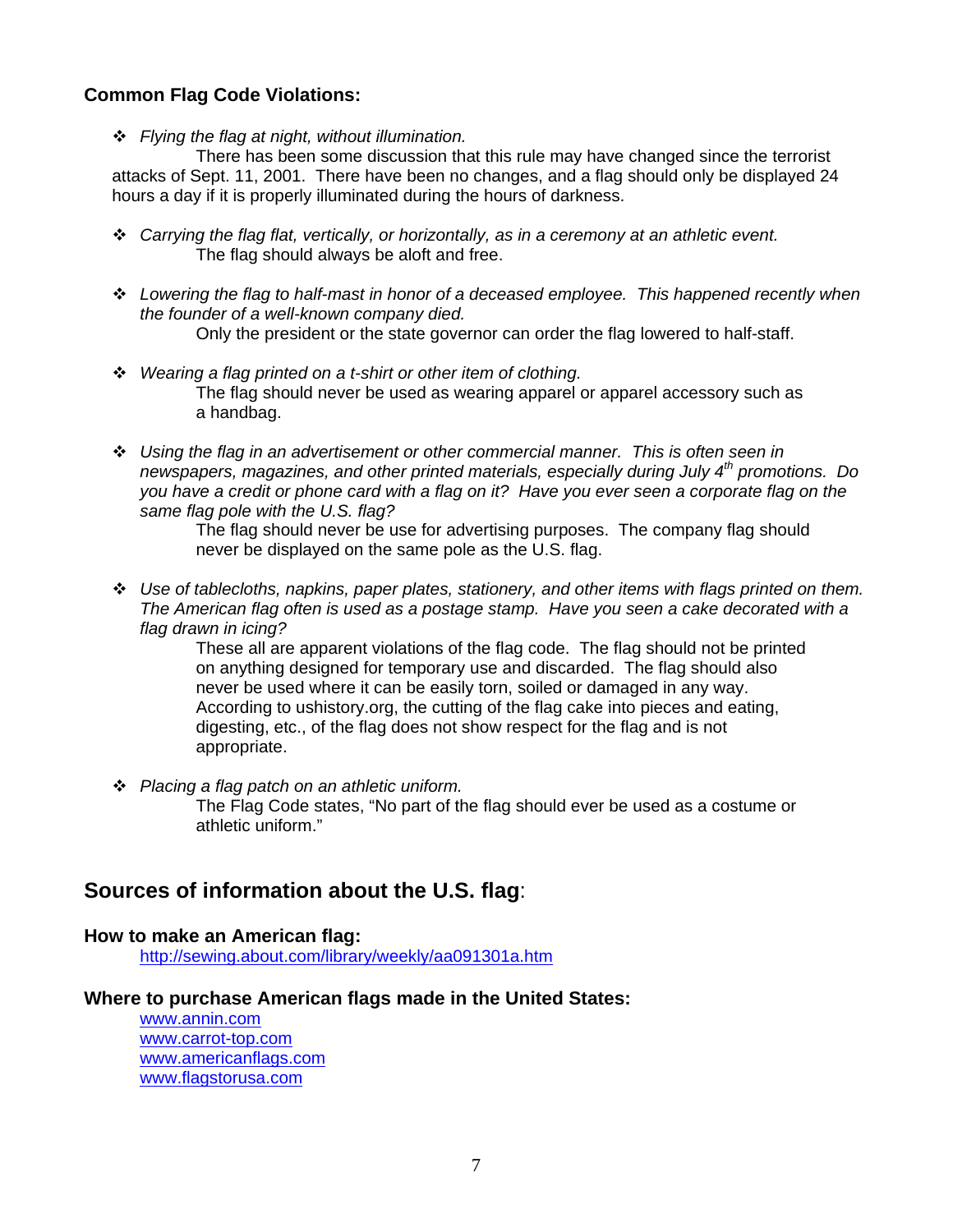### Common Flag Code Violations:

- *Flying the flag at night, without illumination.*

  There has been some discussion that this rule may have changed since the terrorist attacks of Sept. 11, 2001. There have been no changes, and a flag should only be displayed 24 hours a day if it is properly illuminated during the hours of darkness.

- *Carrying the flag flat, vertically, or horizontally, as in a ceremony at an athletic event.*

  The flag should always be aloft and free.

- *Lowering the flag to half-mast in honor of a deceased employee. This happened recently when the founder of a well-known company died.*

  Only the president or the state governor can order the flag lowered to half-staff.

- *Wearing a flag printed on a t-shirt or other item of clothing.*

  The flag should never be used as wearing apparel or apparel accessory such as a handbag.

- *Using the flag in an advertisement or other commercial manner. This is often seen in newspapers, magazines, and other printed materials, especially during July 4th promotions. Do you have a credit or phone card with a flag on it? Have you ever seen a corporate flag on the same flag pole with the U.S. flag?*

  The flag should never be use for advertising purposes. The company flag should never be displayed on the same pole as the U.S. flag.

- *Use of tablecloths, napkins, paper plates, stationery, and other items with flags printed on them. The American flag often is used as a postage stamp. Have you seen a cake decorated with a flag drawn in icing?*

  These all are apparent violations of the flag code. The flag should not be printed on anything designed for temporary use and discarded. The flag should also never be used where it can be easily torn, soiled or damaged in any way. According to ushistory.org, the cutting of the flag cake into pieces and eating, digesting, etc., of the flag does not show respect for the flag and is not appropriate.

- *Placing a flag patch on an athletic uniform.*

  The Flag Code states, "No part of the flag should ever be used as a costume or athletic uniform."

## Sources of information about the U.S. flag:

### How to make an American flag:

http://sewing.about.com/library/weekly/aa091301a.htm

### Where to purchase American flags made in the United States:

www.annin.com
www.carrot-top.com
www.americanflags.com
www.flagstorusa.com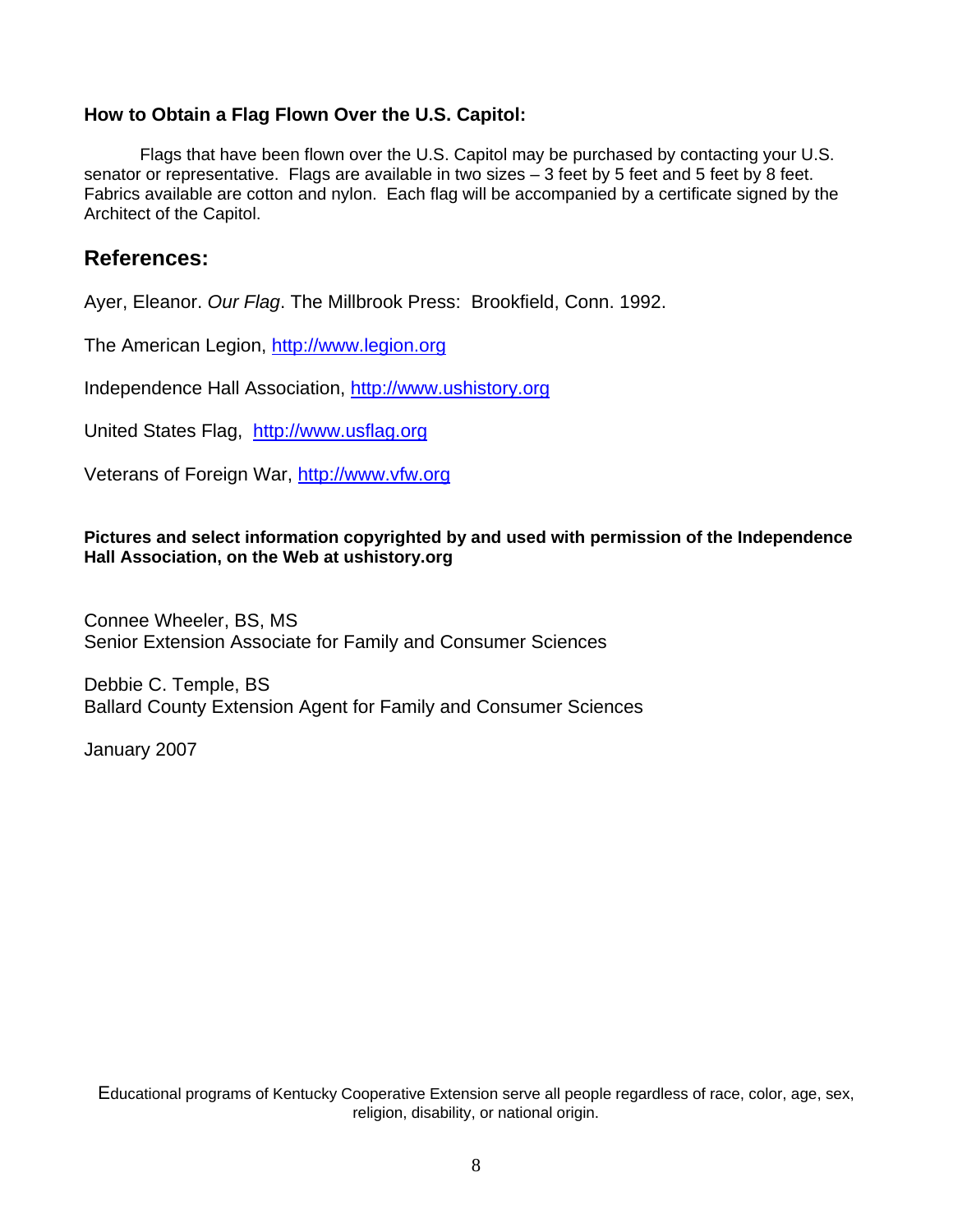**How to Obtain a Flag Flown Over the U.S. Capitol:**

Flags that have been flown over the U.S. Capitol may be purchased by contacting your U.S. senator or representative. Flags are available in two sizes – 3 feet by 5 feet and 5 feet by 8 feet. Fabrics available are cotton and nylon. Each flag will be accompanied by a certificate signed by the Architect of the Capitol.

## References:

Ayer, Eleanor. *Our Flag*. The Millbrook Press: Brookfield, Conn. 1992.

The American Legion, http://www.legion.org

Independence Hall Association, http://www.ushistory.org

United States Flag, http://www.usflag.org

Veterans of Foreign War, http://www.vfw.org

**Pictures and select information copyrighted by and used with permission of the Independence Hall Association, on the Web at ushistory.org**

Connee Wheeler, BS, MS
Senior Extension Associate for Family and Consumer Sciences

Debbie C. Temple, BS
Ballard County Extension Agent for Family and Consumer Sciences

January 2007

Educational programs of Kentucky Cooperative Extension serve all people regardless of race, color, age, sex, religion, disability, or national origin.